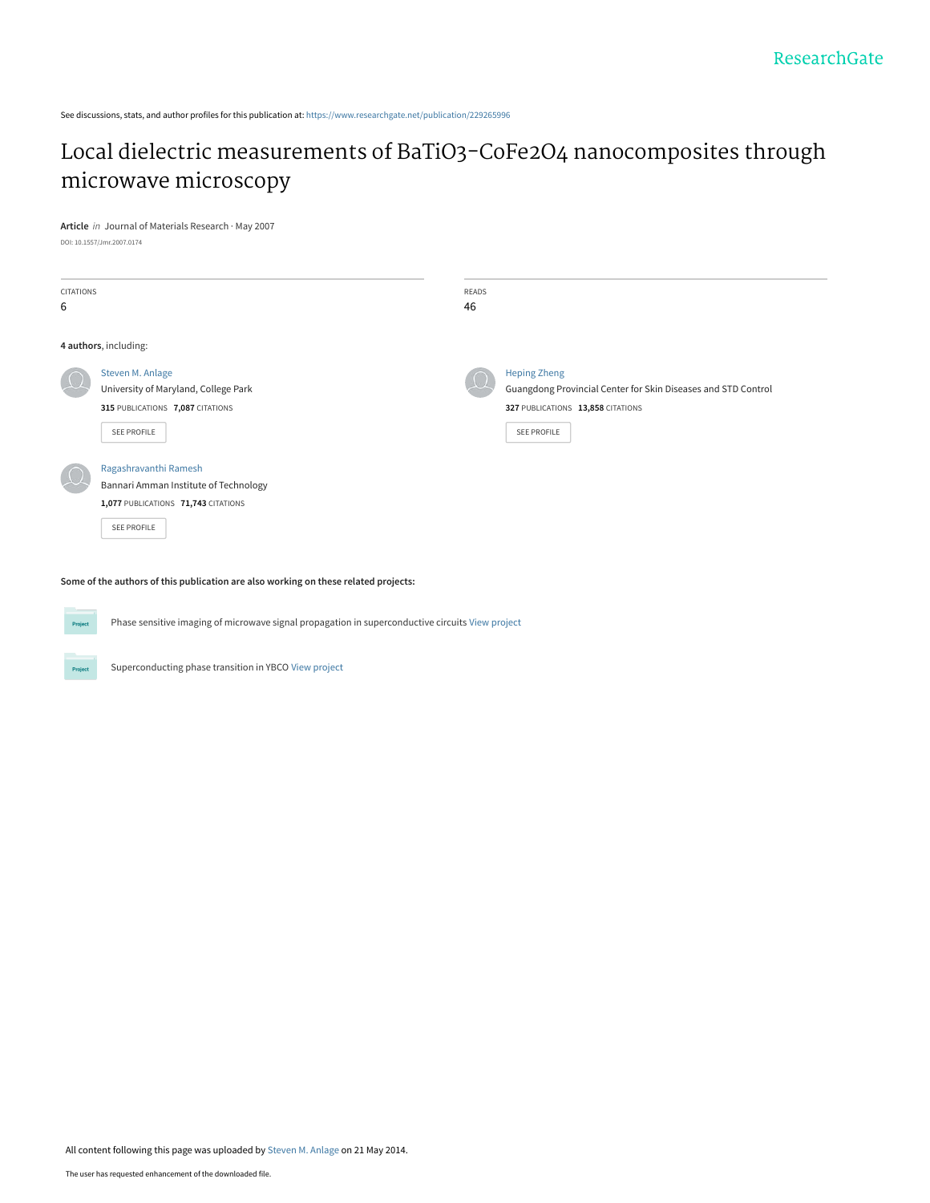See discussions, stats, and author profiles for this publication at: https://www.researchgate.net/publication/229265996

# Local dielectric measurements of $BaTiO_3$-$CoFe_2O_4$ nanocomposites through microwave microscopy

**Article** *in* Journal of Materials Research · May 2007

DOI: 10.1557/Jmr.2007.0174

| CITATIONS | READS |
|---|---|
| 6 | 46 |

**4 authors**, including:

**Steven M. Anlage**
University of Maryland, College Park
315 PUBLICATIONS 7,087 CITATIONS

**Heping Zheng**
Guangdong Provincial Center for Skin Diseases and STD Control
327 PUBLICATIONS 13,858 CITATIONS

**Ragashravanthi Ramesh**
Bannari Amman Institute of Technology
1,077 PUBLICATIONS 71,743 CITATIONS

**Some of the authors of this publication are also working on these related projects:**

- Phase sensitive imaging of microwave signal propagation in superconductive circuits View project
- Superconducting phase transition in YBCO View project

All content following this page was uploaded by Steven M. Anlage on 21 May 2014.

The user has requested enhancement of the downloaded file.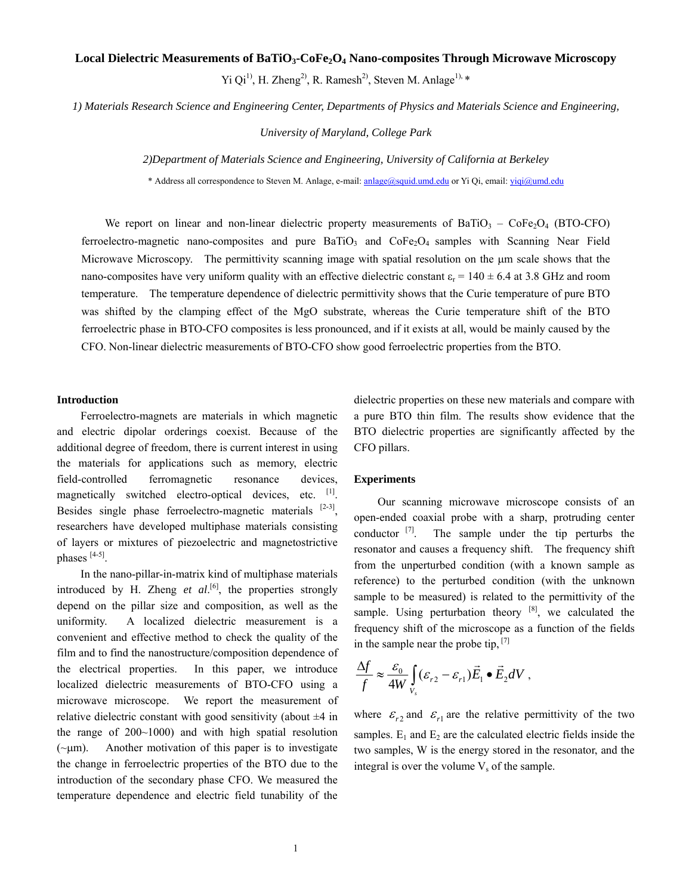# Local Dielectric Measurements of $BaTiO_3$-$CoFe_2O_4$ Nano-composites Through Microwave Microscopy

Yi Qi[1)], H. Zheng[2)], R. Ramesh[2)], Steven M. Anlage[1), *]

*1) Materials Research Science and Engineering Center, Departments of Physics and Materials Science and Engineering, University of Maryland, College Park*

*2)Department of Materials Science and Engineering, University of California at Berkeley*

\* Address all correspondence to Steven M. Anlage, e-mail: anlage@squid.umd.edu or Yi Qi, email: yiqi@umd.edu

We report on linear and non-linear dielectric property measurements of $BaTiO_3$ – $CoFe_2O_4$ (BTO-CFO) ferroelectro-magnetic nano-composites and pure $BaTiO_3$ and $CoFe_2O_4$ samples with Scanning Near Field Microwave Microscopy. The permittivity scanning image with spatial resolution on the μm scale shows that the nano-composites have very uniform quality with an effective dielectric constant $\varepsilon_r = 140 \pm 6.4$ at 3.8 GHz and room temperature. The temperature dependence of dielectric permittivity shows that the Curie temperature of pure BTO was shifted by the clamping effect of the MgO substrate, whereas the Curie temperature shift of the BTO ferroelectric phase in BTO-CFO composites is less pronounced, and if it exists at all, would be mainly caused by the CFO. Non-linear dielectric measurements of BTO-CFO show good ferroelectric properties from the BTO.

## Introduction

Ferroelectro-magnets are materials in which magnetic and electric dipolar orderings coexist. Because of the additional degree of freedom, there is current interest in using the materials for applications such as memory, electric field-controlled ferromagnetic resonance devices, magnetically switched electro-optical devices, etc. [1]. Besides single phase ferroelectro-magnetic materials [2-3], researchers have developed multiphase materials consisting of layers or mixtures of piezoelectric and magnetostrictive phases [4-5].

In the nano-pillar-in-matrix kind of multiphase materials introduced by H. Zheng *et al*.[6], the properties strongly depend on the pillar size and composition, as well as the uniformity. A localized dielectric measurement is a convenient and effective method to check the quality of the film and to find the nanostructure/composition dependence of the electrical properties. In this paper, we introduce localized dielectric measurements of BTO-CFO using a microwave microscope. We report the measurement of relative dielectric constant with good sensitivity (about ±4 in the range of 200~1000) and with high spatial resolution (~μm). Another motivation of this paper is to investigate the change in ferroelectric properties of the BTO due to the introduction of the secondary phase CFO. We measured the temperature dependence and electric field tunability of the dielectric properties on these new materials and compare with a pure BTO thin film. The results show evidence that the BTO dielectric properties are significantly affected by the CFO pillars.

## Experiments

Our scanning microwave microscope consists of an open-ended coaxial probe with a sharp, protruding center conductor [7]. The sample under the tip perturbs the resonator and causes a frequency shift. The frequency shift from the unperturbed condition (with a known sample as reference) to the perturbed condition (with the unknown sample to be measured) is related to the permittivity of the sample. Using perturbation theory [8], we calculated the frequency shift of the microscope as a function of the fields in the sample near the probe tip, [7]

$$\frac{\Delta f}{f} \approx \frac{\varepsilon_0}{4W} \int_{V_s} (\varepsilon_{r2} - \varepsilon_{r1}) \vec{E}_1 \bullet \vec{E}_2 dV ,$$

where $\varepsilon_{r2}$ and $\varepsilon_{r1}$ are the relative permittivity of the two samples. $E_1$ and $E_2$ are the calculated electric fields inside the two samples, W is the energy stored in the resonator, and the integral is over the volume $V_s$ of the sample.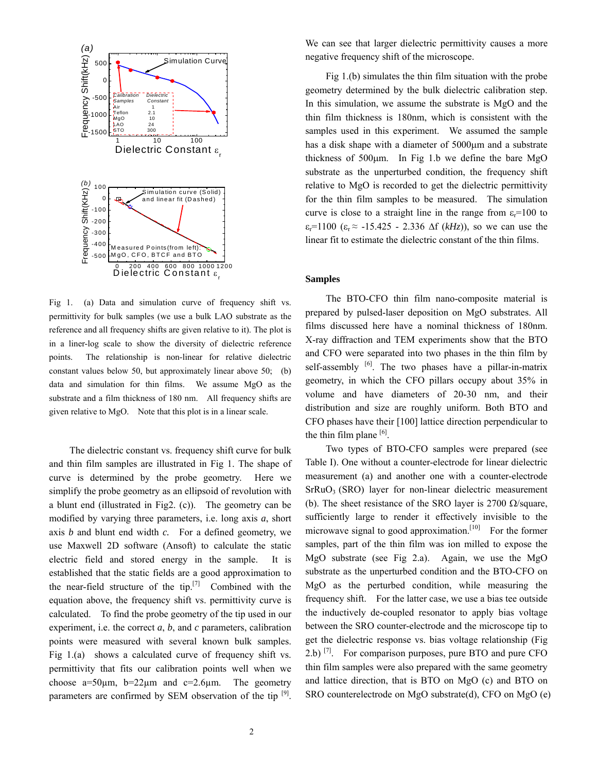Fig 1. (a) Data and simulation curve of frequency shift vs. permittivity for bulk samples (we use a bulk LAO substrate as the reference and all frequency shifts are given relative to it). The plot is in a liner-log scale to show the diversity of dielectric reference points. The relationship is non-linear for relative dielectric constant values below 50, but approximately linear above 50; (b) data and simulation for thin films. We assume MgO as the substrate and a film thickness of 180 nm. All frequency shifts are given relative to MgO. Note that this plot is in a linear scale.

The dielectric constant vs. frequency shift curve for bulk and thin film samples are illustrated in Fig 1. The shape of curve is determined by the probe geometry. Here we simplify the probe geometry as an ellipsoid of revolution with a blunt end (illustrated in Fig2. (c)). The geometry can be modified by varying three parameters, i.e. long axis *a*, short axis *b* and blunt end width *c.* For a defined geometry, we use Maxwell 2D software (Ansoft) to calculate the static electric field and stored energy in the sample. It is established that the static fields are a good approximation to the near-field structure of the tip.[7] Combined with the equation above, the frequency shift vs. permittivity curve is calculated. To find the probe geometry of the tip used in our experiment, i.e. the correct *a*, *b*, and *c* parameters, calibration points were measured with several known bulk samples. Fig 1.(a) shows a calculated curve of frequency shift vs. permittivity that fits our calibration points well when we choose a=50μm, b=22μm and c=2.6μm. The geometry parameters are confirmed by SEM observation of the tip [9]. We can see that larger dielectric permittivity causes a more negative frequency shift of the microscope.

Fig 1.(b) simulates the thin film situation with the probe geometry determined by the bulk dielectric calibration step. In this simulation, we assume the substrate is MgO and the thin film thickness is 180nm, which is consistent with the samples used in this experiment. We assumed the sample has a disk shape with a diameter of 5000μm and a substrate thickness of 500μm. In Fig 1.b we define the bare MgO substrate as the unperturbed condition, the frequency shift relative to MgO is recorded to get the dielectric permittivity for the thin film samples to be measured. The simulation curve is close to a straight line in the range from $\varepsilon_r$=100 to $\varepsilon_r$=1100 ($\varepsilon_r \approx -15.425 - 2.336\ \Delta f\ (kHz)$), so we can use the linear fit to estimate the dielectric constant of the thin films.

## Samples

The BTO-CFO thin film nano-composite material is prepared by pulsed-laser deposition on MgO substrates. All films discussed here have a nominal thickness of 180nm. X-ray diffraction and TEM experiments show that the BTO and CFO were separated into two phases in the thin film by self-assembly [6]. The two phases have a pillar-in-matrix geometry, in which the CFO pillars occupy about 35% in volume and have diameters of 20-30 nm, and their distribution and size are roughly uniform. Both BTO and CFO phases have their [100] lattice direction perpendicular to the thin film plane [6].

Two types of BTO-CFO samples were prepared (see Table I). One without a counter-electrode for linear dielectric measurement (a) and another one with a counter-electrode $SrRuO_3$ (SRO) layer for non-linear dielectric measurement (b). The sheet resistance of the SRO layer is 2700 Ω/square, sufficiently large to render it effectively invisible to the microwave signal to good approximation.[10] For the former samples, part of the thin film was ion milled to expose the MgO substrate (see Fig 2.a). Again, we use the MgO substrate as the unperturbed condition and the BTO-CFO on MgO as the perturbed condition, while measuring the frequency shift. For the latter case, we use a bias tee outside the inductively de-coupled resonator to apply bias voltage between the SRO counter-electrode and the microscope tip to get the dielectric response vs. bias voltage relationship (Fig 2.b) [7]. For comparison purposes, pure BTO and pure CFO thin film samples were also prepared with the same geometry and lattice direction, that is BTO on MgO (c) and BTO on SRO counterelectrode on MgO substrate(d), CFO on MgO (e)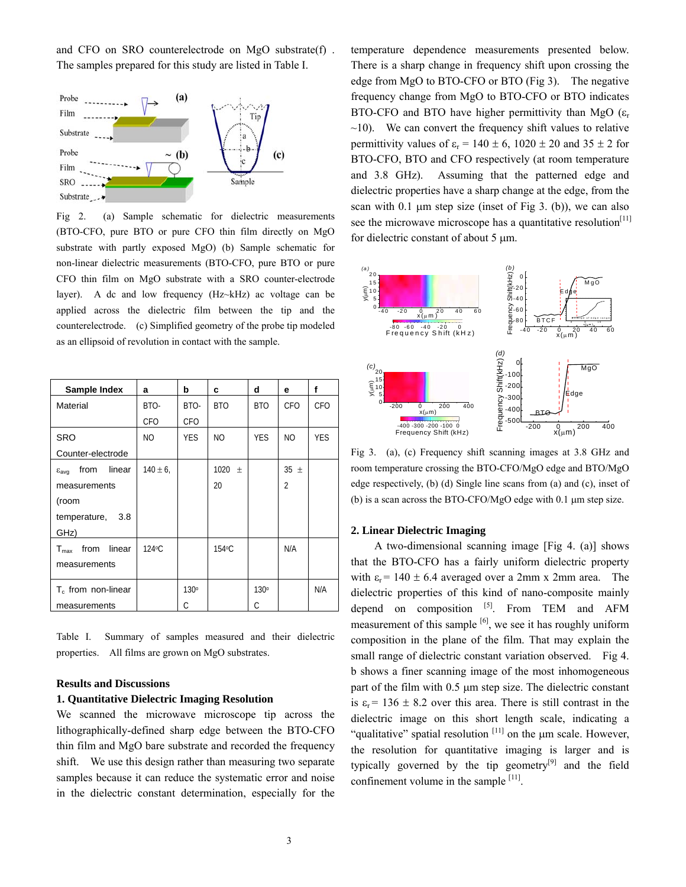and CFO on SRO counterelectrode on MgO substrate(f) . The samples prepared for this study are listed in Table I.

Fig 2. (a) Sample schematic for dielectric measurements (BTO-CFO, pure BTO or pure CFO thin film directly on MgO substrate with partly exposed MgO) (b) Sample schematic for non-linear dielectric measurements (BTO-CFO, pure BTO or pure CFO thin film on MgO substrate with a SRO counter-electrode layer). A dc and low frequency (Hz~kHz) ac voltage can be applied across the dielectric film between the tip and the counterelectrode. (c) Simplified geometry of the probe tip modeled as an ellipsoid of revolution in contact with the sample.

| Sample Index | a | b | c | d | e | f |
|---|---|---|---|---|---|---|
| Material | BTO-CFO | BTO-CFO | BTO | BTO | CFO | CFO |
| SRO Counter-electrode | NO | YES | NO | YES | NO | YES |
| $\varepsilon_{avg}$ from linear measurements (room temperature, 3.8 GHz) | 140 ± 6, | | 1020 ± 20 | | 35 ± 2 | |
| $T_{max}$ from linear measurements | 124°C | | 154°C | | N/A | |
| $T_c$ from non-linear measurements | | 130°C | | 130°C | | N/A |

Table I. Summary of samples measured and their dielectric properties. All films are grown on MgO substrates.

## Results and Discussions

### 1. Quantitative Dielectric Imaging Resolution

We scanned the microwave microscope tip across the lithographically-defined sharp edge between the BTO-CFO thin film and MgO bare substrate and recorded the frequency shift. We use this design rather than measuring two separate samples because it can reduce the systematic error and noise in the dielectric constant determination, especially for the temperature dependence measurements presented below. There is a sharp change in frequency shift upon crossing the edge from MgO to BTO-CFO or BTO (Fig 3). The negative frequency change from MgO to BTO-CFO or BTO indicates BTO-CFO and BTO have higher permittivity than MgO ($\varepsilon_r$ ~10). We can convert the frequency shift values to relative permittivity values of $\varepsilon_r$ = 140 ± 6, 1020 ± 20 and 35 ± 2 for BTO-CFO, BTO and CFO respectively (at room temperature and 3.8 GHz). Assuming that the patterned edge and dielectric properties have a sharp change at the edge, from the scan with 0.1 μm step size (inset of Fig 3. (b)), we can also see the microwave microscope has a quantitative resolution[11] for dielectric constant of about 5 μm.

Fig 3. (a), (c) Frequency shift scanning images at 3.8 GHz and room temperature crossing the BTO-CFO/MgO edge and BTO/MgO edge respectively, (b) (d) Single line scans from (a) and (c), inset of (b) is a scan across the BTO-CFO/MgO edge with 0.1 μm step size.

### 2. Linear Dielectric Imaging

A two-dimensional scanning image [Fig 4. (a)] shows that the BTO-CFO has a fairly uniform dielectric property with $\varepsilon_r$ = 140 ± 6.4 averaged over a 2mm x 2mm area. The dielectric properties of this kind of nano-composite mainly depend on composition [5]. From TEM and AFM measurement of this sample [6], we see it has roughly uniform composition in the plane of the film. That may explain the small range of dielectric constant variation observed. Fig 4. b shows a finer scanning image of the most inhomogeneous part of the film with 0.5 μm step size. The dielectric constant is $\varepsilon_r$ = 136 ± 8.2 over this area. There is still contrast in the dielectric image on this short length scale, indicating a "qualitative" spatial resolution [11] on the μm scale. However, the resolution for quantitative imaging is larger and is typically governed by the tip geometry[9] and the field confinement volume in the sample [11].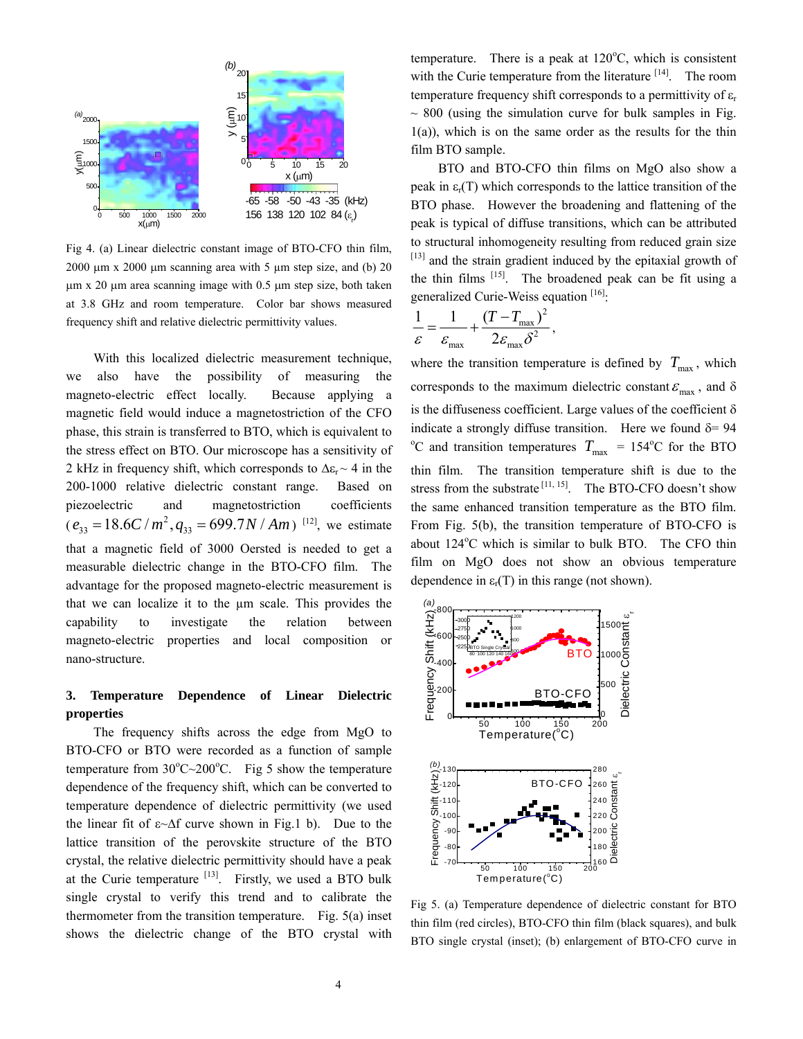Fig 4. (a) Linear dielectric constant image of BTO-CFO thin film, 2000 μm x 2000 μm scanning area with 5 μm step size, and (b) 20 μm x 20 μm area scanning image with 0.5 μm step size, both taken at 3.8 GHz and room temperature. Color bar shows measured frequency shift and relative dielectric permittivity values.

With this localized dielectric measurement technique, we also have the possibility of measuring the magneto-electric effect locally. Because applying a magnetic field would induce a magnetostriction of the CFO phase, this strain is transferred to BTO, which is equivalent to the stress effect on BTO. Our microscope has a sensitivity of 2 kHz in frequency shift, which corresponds to $\Delta\varepsilon_r \sim 4$ in the 200-1000 relative dielectric constant range. Based on piezoelectric and magnetostriction coefficients ($e_{33} = 18.6C/m^2, q_{33} = 699.7N/Am$) [12], we estimate that a magnetic field of 3000 Oersted is needed to get a measurable dielectric change in the BTO-CFO film. The advantage for the proposed magneto-electric measurement is that we can localize it to the μm scale. This provides the capability to investigate the relation between magneto-electric properties and local composition or nano-structure.

## 3. Temperature Dependence of Linear Dielectric properties

The frequency shifts across the edge from MgO to BTO-CFO or BTO were recorded as a function of sample temperature from 30°C~200°C. Fig 5 show the temperature dependence of the frequency shift, which can be converted to temperature dependence of dielectric permittivity (we used the linear fit of ε~Δf curve shown in Fig.1 b). Due to the lattice transition of the perovskite structure of the BTO crystal, the relative dielectric permittivity should have a peak at the Curie temperature [13]. Firstly, we used a BTO bulk single crystal to verify this trend and to calibrate the thermometer from the transition temperature. Fig. 5(a) inset shows the dielectric change of the BTO crystal with temperature. There is a peak at 120°C, which is consistent with the Curie temperature from the literature [14]. The room temperature frequency shift corresponds to a permittivity of $\varepsilon_r \sim 800$ (using the simulation curve for bulk samples in Fig. 1(a)), which is on the same order as the results for the thin film BTO sample.

BTO and BTO-CFO thin films on MgO also show a peak in $\varepsilon_r(T)$ which corresponds to the lattice transition of the BTO phase. However the broadening and flattening of the peak is typical of diffuse transitions, which can be attributed to structural inhomogeneity resulting from reduced grain size [13] and the strain gradient induced by the epitaxial growth of the thin films [15]. The broadened peak can be fit using a generalized Curie-Weiss equation [16]:

$$\frac{1}{\varepsilon} = \frac{1}{\varepsilon_{\max}} + \frac{(T - T_{\max})^2}{2\varepsilon_{\max}\delta^2},$$

where the transition temperature is defined by $T_{\max}$, which corresponds to the maximum dielectric constant $\varepsilon_{\max}$, and δ is the diffuseness coefficient. Large values of the coefficient δ indicate a strongly diffuse transition. Here we found δ= 94 °C and transition temperatures $T_{\max}$ = 154°C for the BTO thin film. The transition temperature shift is due to the stress from the substrate [11, 15]. The BTO-CFO doesn't show the same enhanced transition temperature as the BTO film. From Fig. 5(b), the transition temperature of BTO-CFO is about 124°C which is similar to bulk BTO. The CFO thin film on MgO does not show an obvious temperature dependence in $\varepsilon_r(T)$ in this range (not shown).

Fig 5. (a) Temperature dependence of dielectric constant for BTO thin film (red circles), BTO-CFO thin film (black squares), and bulk BTO single crystal (inset); (b) enlargement of BTO-CFO curve in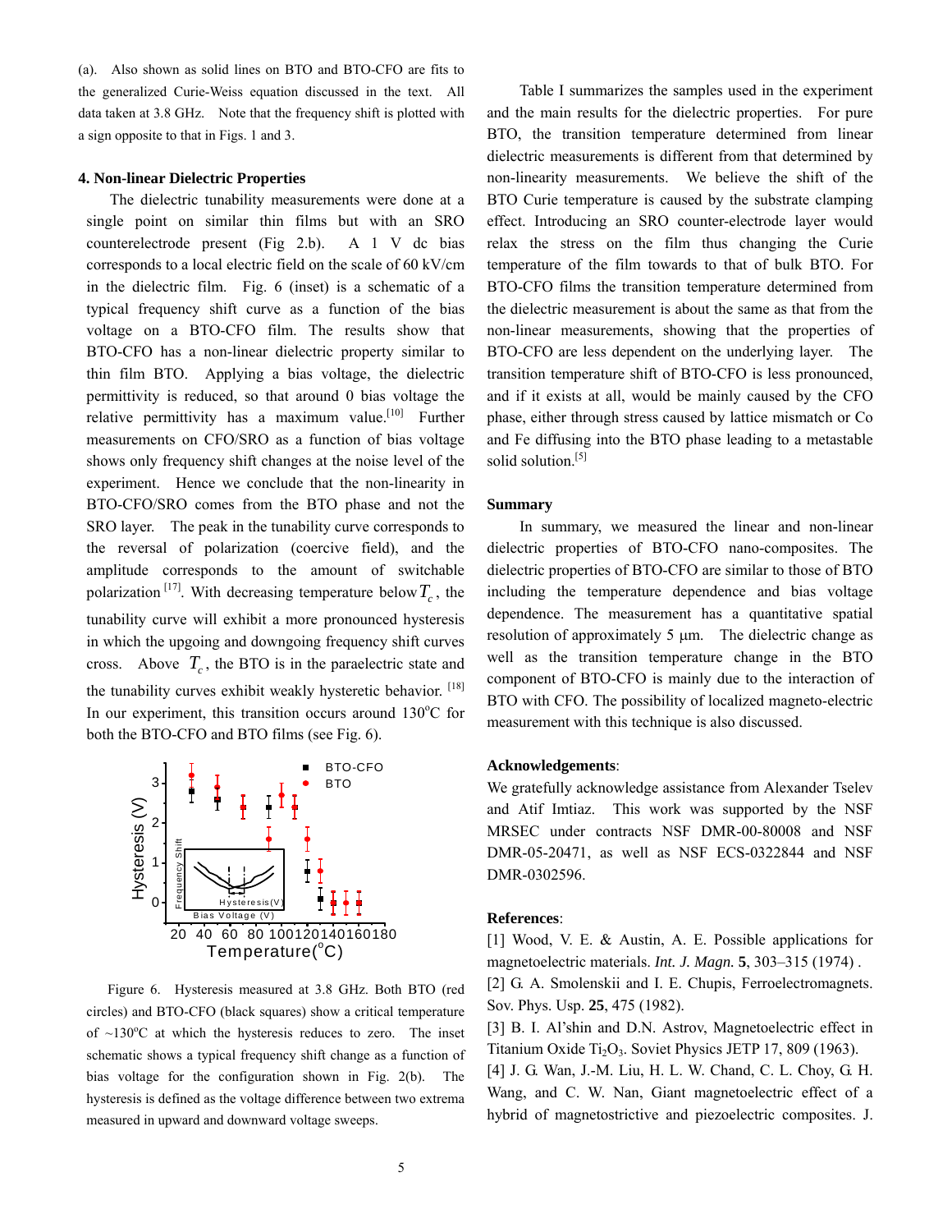(a). Also shown as solid lines on BTO and BTO-CFO are fits to the generalized Curie-Weiss equation discussed in the text. All data taken at 3.8 GHz. Note that the frequency shift is plotted with a sign opposite to that in Figs. 1 and 3.

## 4. Non-linear Dielectric Properties

The dielectric tunability measurements were done at a single point on similar thin films but with an SRO counterelectrode present (Fig 2.b). A 1 V dc bias corresponds to a local electric field on the scale of 60 kV/cm in the dielectric film. Fig. 6 (inset) is a schematic of a typical frequency shift curve as a function of the bias voltage on a BTO-CFO film. The results show that BTO-CFO has a non-linear dielectric property similar to thin film BTO. Applying a bias voltage, the dielectric permittivity is reduced, so that around 0 bias voltage the relative permittivity has a maximum value.[10] Further measurements on CFO/SRO as a function of bias voltage shows only frequency shift changes at the noise level of the experiment. Hence we conclude that the non-linearity in BTO-CFO/SRO comes from the BTO phase and not the SRO layer. The peak in the tunability curve corresponds to the reversal of polarization (coercive field), and the amplitude corresponds to the amount of switchable polarization [17]. With decreasing temperature below $T_c$, the tunability curve will exhibit a more pronounced hysteresis in which the upgoing and downgoing frequency shift curves cross. Above $T_c$, the BTO is in the paraelectric state and the tunability curves exhibit weakly hysteretic behavior. [18] In our experiment, this transition occurs around 130°C for both the BTO-CFO and BTO films (see Fig. 6).

Figure 6. Hysteresis measured at 3.8 GHz. Both BTO (red circles) and BTO-CFO (black squares) show a critical temperature of ~130°C at which the hysteresis reduces to zero. The inset schematic shows a typical frequency shift change as a function of bias voltage for the configuration shown in Fig. 2(b). The hysteresis is defined as the voltage difference between two extrema measured in upward and downward voltage sweeps.

Table I summarizes the samples used in the experiment and the main results for the dielectric properties. For pure BTO, the transition temperature determined from linear dielectric measurements is different from that determined by non-linearity measurements. We believe the shift of the BTO Curie temperature is caused by the substrate clamping effect. Introducing an SRO counter-electrode layer would relax the stress on the film thus changing the Curie temperature of the film towards to that of bulk BTO. For BTO-CFO films the transition temperature determined from the dielectric measurement is about the same as that from the non-linear measurements, showing that the properties of BTO-CFO are less dependent on the underlying layer. The transition temperature shift of BTO-CFO is less pronounced, and if it exists at all, would be mainly caused by the CFO phase, either through stress caused by lattice mismatch or Co and Fe diffusing into the BTO phase leading to a metastable solid solution.[5]

## Summary

In summary, we measured the linear and non-linear dielectric properties of BTO-CFO nano-composites. The dielectric properties of BTO-CFO are similar to those of BTO including the temperature dependence and bias voltage dependence. The measurement has a quantitative spatial resolution of approximately 5 μm. The dielectric change as well as the transition temperature change in the BTO component of BTO-CFO is mainly due to the interaction of BTO with CFO. The possibility of localized magneto-electric measurement with this technique is also discussed.

**Acknowledgements**:

We gratefully acknowledge assistance from Alexander Tselev and Atif Imtiaz. This work was supported by the NSF MRSEC under contracts NSF DMR-00-80008 and NSF DMR-05-20471, as well as NSF ECS-0322844 and NSF DMR-0302596.

**References**:

[1] Wood, V. E. & Austin, A. E. Possible applications for magnetoelectric materials. *Int. J. Magn.* **5**, 303–315 (1974) .

[2] G. A. Smolenskii and I. E. Chupis, Ferroelectromagnets. Sov. Phys. Usp. **25**, 475 (1982).

[3] B. I. Al'shin and D.N. Astrov, Magnetoelectric effect in Titanium Oxide $Ti_2O_3$. Soviet Physics JETP 17, 809 (1963).

[4] J. G. Wan, J.-M. Liu, H. L. W. Chand, C. L. Choy, G. H. Wang, and C. W. Nan, Giant magnetoelectric effect of a hybrid of magnetostrictive and piezoelectric composites. J.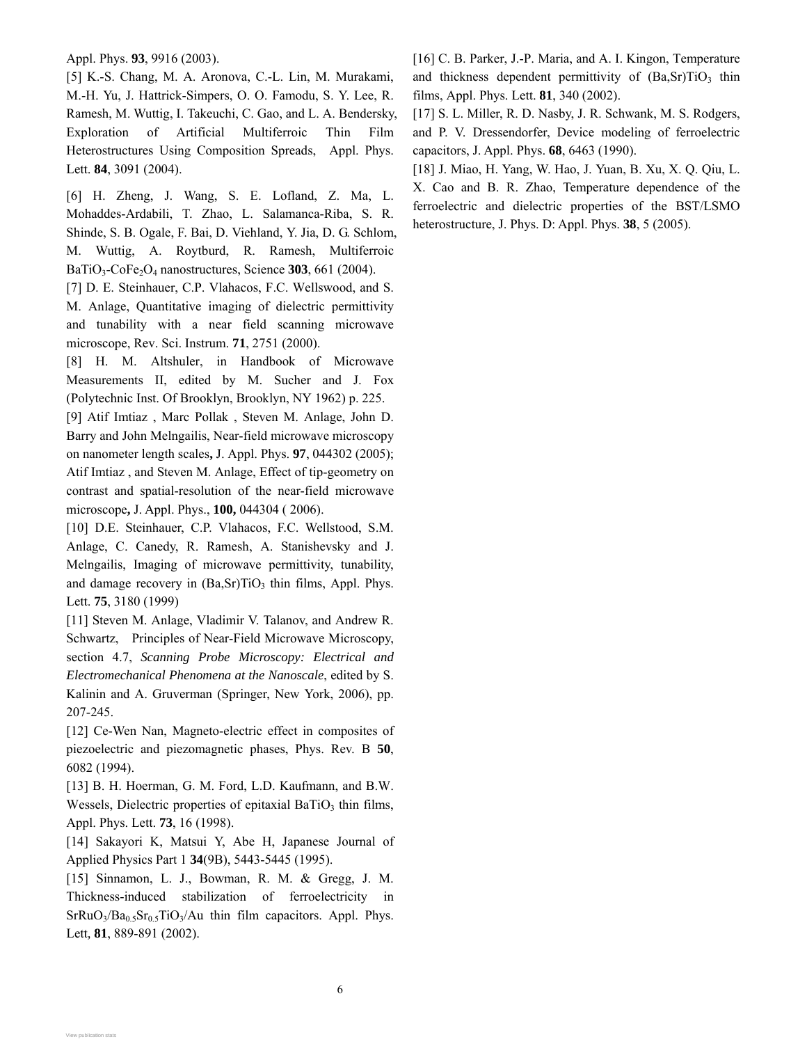Appl. Phys. **93**, 9916 (2003).

[5] K.-S. Chang, M. A. Aronova, C.-L. Lin, M. Murakami, M.-H. Yu, J. Hattrick-Simpers, O. O. Famodu, S. Y. Lee, R. Ramesh, M. Wuttig, I. Takeuchi, C. Gao, and L. A. Bendersky, Exploration of Artificial Multiferroic Thin Film Heterostructures Using Composition Spreads, Appl. Phys. Lett. **84**, 3091 (2004).

[6] H. Zheng, J. Wang, S. E. Lofland, Z. Ma, L. Mohaddes-Ardabili, T. Zhao, L. Salamanca-Riba, S. R. Shinde, S. B. Ogale, F. Bai, D. Viehland, Y. Jia, D. G. Schlom, M. Wuttig, A. Roytburd, R. Ramesh, Multiferroic $BaTiO_3$-$CoFe_2O_4$ nanostructures, Science **303**, 661 (2004).

[7] D. E. Steinhauer, C.P. Vlahacos, F.C. Wellswood, and S. M. Anlage, Quantitative imaging of dielectric permittivity and tunability with a near field scanning microwave microscope, Rev. Sci. Instrum. **71**, 2751 (2000).

[8] H. M. Altshuler, in Handbook of Microwave Measurements II, edited by M. Sucher and J. Fox (Polytechnic Inst. Of Brooklyn, Brooklyn, NY 1962) p. 225.

[9] Atif Imtiaz , Marc Pollak , Steven M. Anlage, John D. Barry and John Melngailis, Near-field microwave microscopy on nanometer length scales**,** J. Appl. Phys. **97**, 044302 (2005); Atif Imtiaz , and Steven M. Anlage, Effect of tip-geometry on contrast and spatial-resolution of the near-field microwave microscope**,** J. Appl. Phys., **100,** 044304 ( 2006).

[10] D.E. Steinhauer, C.P. Vlahacos, F.C. Wellstood, S.M. Anlage, C. Canedy, R. Ramesh, A. Stanishevsky and J. Melngailis, Imaging of microwave permittivity, tunability, and damage recovery in $(Ba,Sr)TiO_3$ thin films, Appl. Phys. Lett. **75**, 3180 (1999)

[11] Steven M. Anlage, Vladimir V. Talanov, and Andrew R. Schwartz, Principles of Near-Field Microwave Microscopy, section 4.7, *Scanning Probe Microscopy: Electrical and Electromechanical Phenomena at the Nanoscale*, edited by S. Kalinin and A. Gruverman (Springer, New York, 2006), pp. 207-245.

[12] Ce-Wen Nan, Magneto-electric effect in composites of piezoelectric and piezomagnetic phases, Phys. Rev. B **50**, 6082 (1994).

[13] B. H. Hoerman, G. M. Ford, L.D. Kaufmann, and B.W. Wessels, Dielectric properties of epitaxial $BaTiO_3$ thin films, Appl. Phys. Lett. **73**, 16 (1998).

[14] Sakayori K, Matsui Y, Abe H, Japanese Journal of Applied Physics Part 1 **34**(9B), 5443-5445 (1995).

[15] Sinnamon, L. J., Bowman, R. M. & Gregg, J. M. Thickness-induced stabilization of ferroelectricity in $SrRuO_3$/$Ba_{0.5}Sr_{0.5}TiO_3$/Au thin film capacitors. Appl. Phys. Lett, **81**, 889-891 (2002).

[16] C. B. Parker, J.-P. Maria, and A. I. Kingon, Temperature and thickness dependent permittivity of $(Ba,Sr)TiO_3$ thin films, Appl. Phys. Lett. **81**, 340 (2002).

[17] S. L. Miller, R. D. Nasby, J. R. Schwank, M. S. Rodgers, and P. V. Dressendorfer, Device modeling of ferroelectric capacitors, J. Appl. Phys. **68**, 6463 (1990).

[18] J. Miao, H. Yang, W. Hao, J. Yuan, B. Xu, X. Q. Qiu, L. X. Cao and B. R. Zhao, Temperature dependence of the ferroelectric and dielectric properties of the BST/LSMO heterostructure, J. Phys. D: Appl. Phys. **38**, 5 (2005).